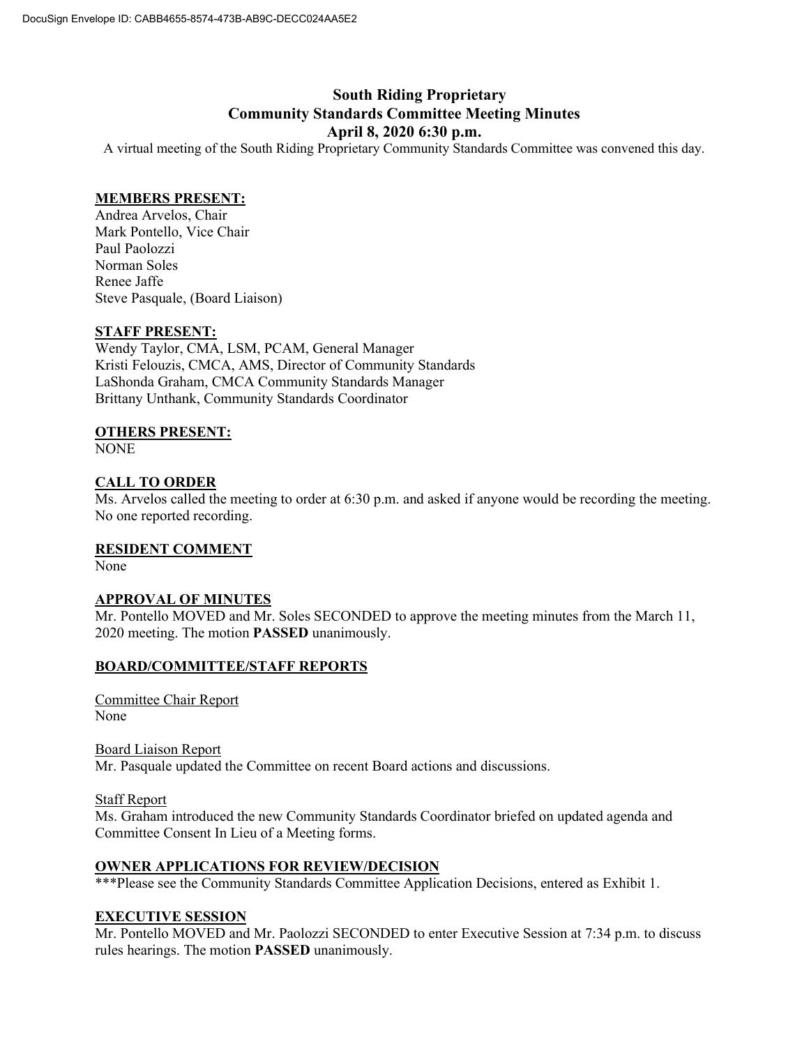# South Riding Proprietary
## Community Standards Committee Meeting Minutes
### April 8, 2020 6:30 p.m.

A virtual meeting of the South Riding Proprietary Community Standards Committee was convened this day.

**MEMBERS PRESENT:**
Andrea Arvelos, Chair
Mark Pontello, Vice Chair
Paul Paolozzi
Norman Soles
Renee Jaffe
Steve Pasquale, (Board Liaison)

**STAFF PRESENT:**
Wendy Taylor, CMA, LSM, PCAM, General Manager
Kristi Felouzis, CMCA, AMS, Director of Community Standards
LaShonda Graham, CMCA Community Standards Manager
Brittany Unthank, Community Standards Coordinator

**OTHERS PRESENT:**
NONE

**CALL TO ORDER**
Ms. Arvelos called the meeting to order at 6:30 p.m. and asked if anyone would be recording the meeting. No one reported recording.

**RESIDENT COMMENT**
None

**APPROVAL OF MINUTES**
Mr. Pontello MOVED and Mr. Soles SECONDED to approve the meeting minutes from the March 11, 2020 meeting. The motion **PASSED** unanimously.

**BOARD/COMMITTEE/STAFF REPORTS**

Committee Chair Report
None

Board Liaison Report
Mr. Pasquale updated the Committee on recent Board actions and discussions.

Staff Report
Ms. Graham introduced the new Community Standards Coordinator briefed on updated agenda and Committee Consent In Lieu of a Meeting forms.

**OWNER APPLICATIONS FOR REVIEW/DECISION**
***Please see the Community Standards Committee Application Decisions, entered as Exhibit 1.

**EXECUTIVE SESSION**
Mr. Pontello MOVED and Mr. Paolozzi SECONDED to enter Executive Session at 7:34 p.m. to discuss rules hearings. The motion **PASSED** unanimously.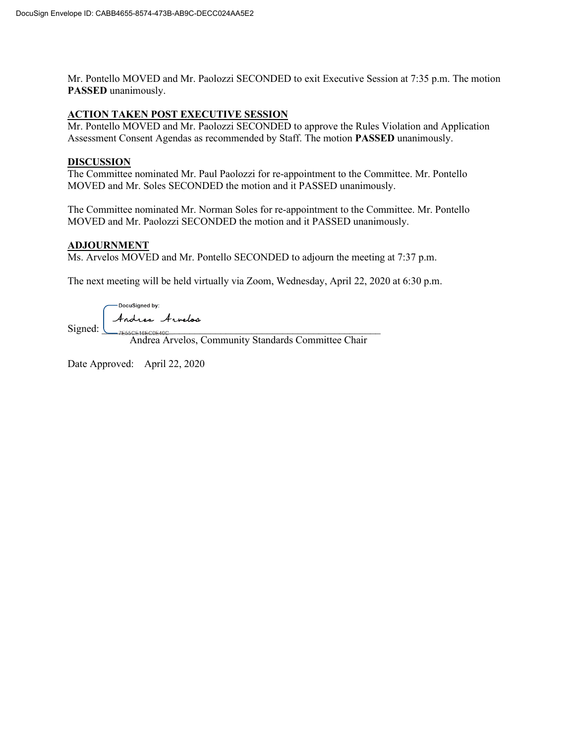Mr. Pontello MOVED and Mr. Paolozzi SECONDED to exit Executive Session at 7:35 p.m. The motion **PASSED** unanimously.

## ACTION TAKEN POST EXECUTIVE SESSION

Mr. Pontello MOVED and Mr. Paolozzi SECONDED to approve the Rules Violation and Application Assessment Consent Agendas as recommended by Staff. The motion **PASSED** unanimously.

## DISCUSSION

The Committee nominated Mr. Paul Paolozzi for re-appointment to the Committee. Mr. Pontello MOVED and Mr. Soles SECONDED the motion and it PASSED unanimously.

The Committee nominated Mr. Norman Soles for re-appointment to the Committee. Mr. Pontello MOVED and Mr. Paolozzi SECONDED the motion and it PASSED unanimously.

## ADJOURNMENT

Ms. Arvelos MOVED and Mr. Pontello SECONDED to adjourn the meeting at 7:37 p.m.

The next meeting will be held virtually via Zoom, Wednesday, April 22, 2020 at 6:30 p.m.

DocuSigned by:

Signed: Andrea Arvelos

7E55CE16EC0E40C

Andrea Arvelos, Community Standards Committee Chair

Date Approved: April 22, 2020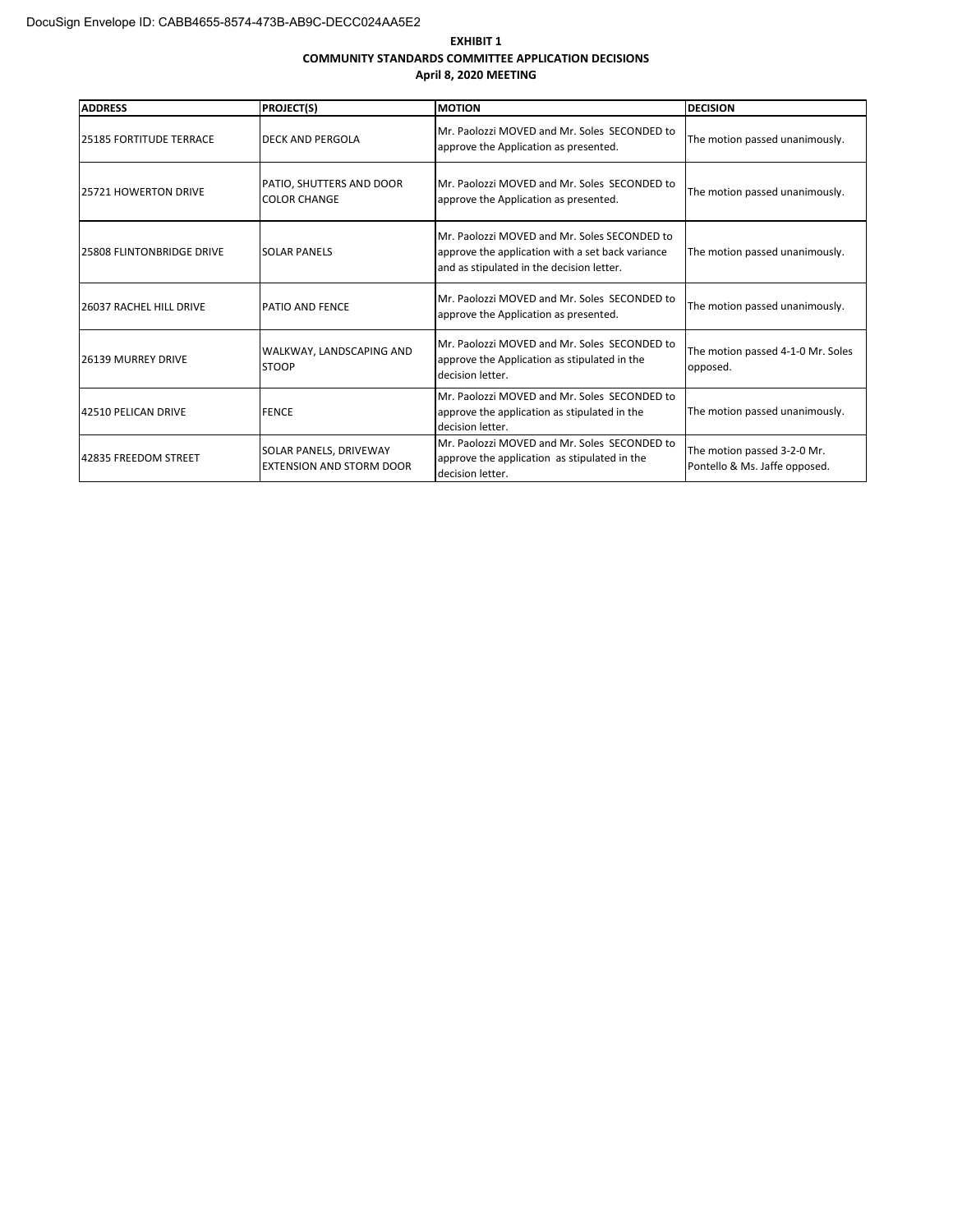DocuSign Envelope ID: CABB4655-8574-473B-AB9C-DECC024AA5E2

**EXHIBIT 1**
**COMMUNITY STANDARDS COMMITTEE APPLICATION DECISIONS**
**April 8, 2020 MEETING**

| ADDRESS | PROJECT(S) | MOTION | DECISION |
|---|---|---|---|
| 25185 FORTITUDE TERRACE | DECK AND PERGOLA | Mr. Paolozzi MOVED and Mr. Soles SECONDED to approve the Application as presented. | The motion passed unanimously. |
| 25721 HOWERTON DRIVE | PATIO, SHUTTERS AND DOOR COLOR CHANGE | Mr. Paolozzi MOVED and Mr. Soles SECONDED to approve the Application as presented. | The motion passed unanimously. |
| 25808 FLINTONBRIDGE DRIVE | SOLAR PANELS | Mr. Paolozzi MOVED and Mr. Soles SECONDED to approve the application with a set back variance and as stipulated in the decision letter. | The motion passed unanimously. |
| 26037 RACHEL HILL DRIVE | PATIO AND FENCE | Mr. Paolozzi MOVED and Mr. Soles SECONDED to approve the Application as presented. | The motion passed unanimously. |
| 26139 MURREY DRIVE | WALKWAY, LANDSCAPING AND STOOP | Mr. Paolozzi MOVED and Mr. Soles SECONDED to approve the Application as stipulated in the decision letter. | The motion passed 4-1-0 Mr. Soles opposed. |
| 42510 PELICAN DRIVE | FENCE | Mr. Paolozzi MOVED and Mr. Soles SECONDED to approve the application as stipulated in the decision letter. | The motion passed unanimously. |
| 42835 FREEDOM STREET | SOLAR PANELS, DRIVEWAY EXTENSION AND STORM DOOR | Mr. Paolozzi MOVED and Mr. Soles SECONDED to approve the application as stipulated in the decision letter. | The motion passed 3-2-0 Mr. Pontello & Ms. Jaffe opposed. |